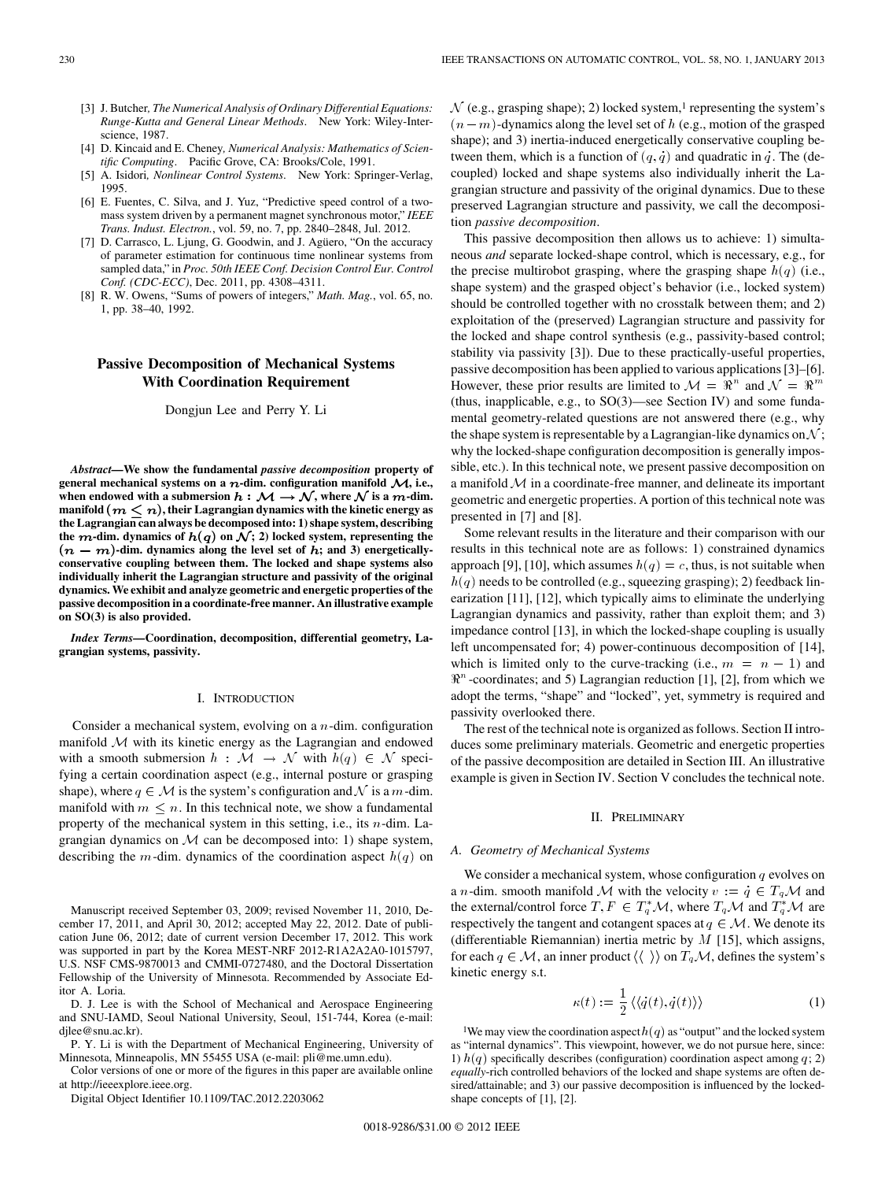[3] J. Butcher, *The Numerical Analysis of Ordinary Differential Equations: Runge-Kutta and General Linear Methods*. New York: Wiley-Interscience, 1987.

[4] D. Kincaid and E. Cheney, *Numerical Analysis: Mathematics of Scientific Computing*. Pacific Grove, CA: Brooks/Cole, 1991.

[5] A. Isidori, *Nonlinear Control Systems*. New York: Springer-Verlag, 1995.

[6] E. Fuentes, C. Silva, and J. Yuz, "Predictive speed control of a two-mass system driven by a permanent magnet synchronous motor," *IEEE Trans. Indust. Electron.*, vol. 59, no. 7, pp. 2840–2848, Jul. 2012.

[7] D. Carrasco, L. Ljung, G. Goodwin, and J. Agüero, "On the accuracy of parameter estimation for continuous time nonlinear systems from sampled data," in *Proc. 50th IEEE Conf. Decision Control Eur. Control Conf. (CDC-ECC)*, Dec. 2011, pp. 4308–4311.

[8] R. W. Owens, "Sums of powers of integers," *Math. Mag.*, vol. 65, no. 1, pp. 38–40, 1992.

# Passive Decomposition of Mechanical Systems With Coordination Requirement

Dongjun Lee and Perry Y. Li

***Abstract*—We show the fundamental *passive decomposition* property of general mechanical systems on a $n$-dim. configuration manifold $\mathcal{M}$, i.e., when endowed with a submersion $h : \mathcal{M} \rightarrow \mathcal{N}$, where $\mathcal{N}$ is a $m$-dim. manifold ($m \leq n$), their Lagrangian dynamics with the kinetic energy as the Lagrangian can always be decomposed into: 1) shape system, describing the $m$-dim. dynamics of $h(q)$ on $\mathcal{N}$; 2) locked system, representing the $(n - m)$-dim. dynamics along the level set of $h$; and 3) energetically-conservative coupling between them. The locked and shape systems also individually inherit the Lagrangian structure and passivity of the original dynamics. We exhibit and analyze geometric and energetic properties of the passive decomposition in a coordinate-free manner. An illustrative example on SO(3) is also provided.**

***Index Terms*—Coordination, decomposition, differential geometry, Lagrangian systems, passivity.**

## I. Introduction

Consider a mechanical system, evolving on a $n$-dim. configuration manifold $\mathcal{M}$ with its kinetic energy as the Lagrangian and endowed with a smooth submersion $h : \mathcal{M} \rightarrow \mathcal{N}$ with $h(q) \in \mathcal{N}$ specifying a certain coordination aspect (e.g., internal posture or grasping shape), where $q \in \mathcal{M}$ is the system's configuration and $\mathcal{N}$ is a $m$-dim. manifold with $m \leq n$. In this technical note, we show a fundamental property of the mechanical system in this setting, i.e., its $n$-dim. Lagrangian dynamics on $\mathcal{M}$ can be decomposed into: 1) shape system, describing the $m$-dim. dynamics of the coordination aspect $h(q)$ on $\mathcal{N}$ (e.g., grasping shape); 2) locked system,[1] representing the system's $(n-m)$-dynamics along the level set of $h$ (e.g., motion of the grasped shape); and 3) inertia-induced energetically conservative coupling between them, which is a function of $(q, \dot{q})$ and quadratic in $\dot{q}$. The (decoupled) locked and shape systems also individually inherit the Lagrangian structure and passivity of the original dynamics. Due to these preserved Lagrangian structure and passivity, we call the decomposition *passive decomposition*.

This passive decomposition then allows us to achieve: 1) simultaneous *and* separate locked-shape control, which is necessary, e.g., for the precise multirobot grasping, where the grasping shape $h(q)$ (i.e., shape system) and the grasped object's behavior (i.e., locked system) should be controlled together with no crosstalk between them; and 2) exploitation of the (preserved) Lagrangian structure and passivity for the locked and shape control synthesis (e.g., passivity-based control; stability via passivity [3]). Due to these practically-useful properties, passive decomposition has been applied to various applications [3]–[6]. However, these prior results are limited to $\mathcal{M} = \Re^n$ and $\mathcal{N} = \Re^m$ (thus, inapplicable, e.g., to SO(3)—see Section IV) and some fundamental geometry-related questions are not answered there (e.g., why the shape system is representable by a Lagrangian-like dynamics on $\mathcal{N}$; why the locked-shape configuration decomposition is generally impossible, etc.). In this technical note, we present passive decomposition on a manifold $\mathcal{M}$ in a coordinate-free manner, and delineate its important geometric and energetic properties. A portion of this technical note was presented in [7] and [8].

Some relevant results in the literature and their comparison with our results in this technical note are as follows: 1) constrained dynamics approach [9], [10], which assumes $h(q) = c$, thus, is not suitable when $h(q)$ needs to be controlled (e.g., squeezing grasping); 2) feedback linearization [11], [12], which typically aims to eliminate the underlying Lagrangian dynamics and passivity, rather than exploit them; and 3) impedance control [13], in which the locked-shape coupling is usually left uncompensated for; 4) power-continuous decomposition of [14], which is limited only to the curve-tracking (i.e., $m = n - 1$) and $\Re^n$-coordinates; and 5) Lagrangian reduction [1], [2], from which we adopt the terms, "shape" and "locked", yet, symmetry is required and passivity overlooked there.

The rest of the technical note is organized as follows. Section II introduces some preliminary materials. Geometric and energetic properties of the passive decomposition are detailed in Section III. An illustrative example is given in Section IV. Section V concludes the technical note.

## II. Preliminary

### A. Geometry of Mechanical Systems

We consider a mechanical system, whose configuration $q$ evolves on a $n$-dim. smooth manifold $\mathcal{M}$ with the velocity $v := \dot{q} \in T_q\mathcal{M}$ and the external/control force $T, F \in T_q^*\mathcal{M}$, where $T_q\mathcal{M}$ and $T_q^*\mathcal{M}$ are respectively the tangent and cotangent spaces at $q \in \mathcal{M}$. We denote its (differentiable Riemannian) inertia metric by $M$ [15], which assigns, for each $q \in \mathcal{M}$, an inner product $\langle\langle\ \rangle\rangle$ on $T_q\mathcal{M}$, defines the system's kinetic energy s.t.

$$\kappa(t) := \frac{1}{2}\langle\langle \dot{q}(t), \dot{q}(t)\rangle\rangle \tag{1}$$

[1] We may view the coordination aspect $h(q)$ as "output" and the locked system as "internal dynamics". This viewpoint, however, we do not pursue here, since: 1) $h(q)$ specifically describes (configuration) coordination aspect among $q$; 2) *equally*-rich controlled behaviors of the locked and shape systems are often desired/attainable; and 3) our passive decomposition is influenced by the locked-shape concepts of [1], [2].

Manuscript received September 03, 2009; revised November 11, 2010, December 17, 2011, and April 30, 2012; accepted May 22, 2012. Date of publication June 06, 2012; date of current version December 17, 2012. This work was supported in part by the Korea MEST-NRF 2012-R1A2A2A0-1015797, U.S. NSF CMS-9870013 and CMMI-0727480, and the Doctoral Dissertation Fellowship of the University of Minnesota. Recommended by Associate Editor A. Loria.

D. J. Lee is with the School of Mechanical and Aerospace Engineering and SNU-IAMD, Seoul National University, Seoul, 151-744, Korea (e-mail: djlee@snu.ac.kr).

P. Y. Li is with the Department of Mechanical Engineering, University of Minnesota, Minneapolis, MN 55455 USA (e-mail: pli@me.umn.edu).

Color versions of one or more of the figures in this paper are available online at http://ieeexplore.ieee.org.

Digital Object Identifier 10.1109/TAC.2012.2203062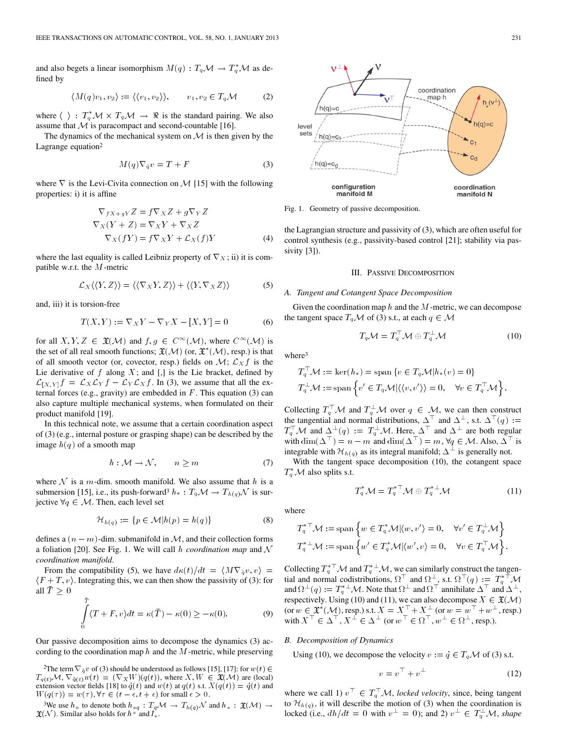and also begets a linear isomorphism $M(q) : T_q\mathcal{M} \to T_q^*\mathcal{M}$ as defined by

$$\langle M(q)v_1, v_2\rangle := \langle\langle v_1, v_2\rangle\rangle, \qquad v_1, v_2 \in T_q\mathcal{M} \tag{2}$$

where $\langle\ \rangle : T_q^*\mathcal{M} \times T_q\mathcal{M} \to \Re$ is the standard pairing. We also assume that $\mathcal{M}$ is paracompact and second-countable [16].

The dynamics of the mechanical system on $\mathcal{M}$ is then given by the Lagrange equation[2]

$$M(q)\nabla_{\dot{q}}v = T + F \tag{3}$$

where $\nabla$ is the Levi-Civita connection on $\mathcal{M}$ [15] with the following properties: i) it is affine

$$\begin{aligned}\nabla_{fX+gY}Z &= f\nabla_X Z + g\nabla_Y Z\\ \nabla_X(Y+Z) &= \nabla_X Y + \nabla_X Z\\ \nabla_X(fY) &= f\nabla_X Y + \mathcal{L}_X(f)Y\end{aligned} \tag{4}$$

where the last equality is called Leibniz property of $\nabla_X$; ii) it is compatible w.r.t. the $M$-metric

$$\mathcal{L}_X\langle\langle Y, Z\rangle\rangle = \langle\langle \nabla_X Y, Z\rangle\rangle + \langle\langle Y, \nabla_X Z\rangle\rangle \tag{5}$$

and, iii) it is torsion-free

$$T(X,Y) := \nabla_X Y - \nabla_Y X - [X,Y] = 0 \tag{6}$$

for all $X, Y, Z \in \mathfrak{X}(\mathcal{M})$ and $f, g \in C^\infty(\mathcal{M})$, where $C^\infty(\mathcal{M})$ is the set of all real smooth functions; $\mathfrak{X}(\mathcal{M})$ (or, $\mathfrak{X}^*(\mathcal{M})$, resp.) is that of all smooth vector (or, covector, resp.) fields on $\mathcal{M}$; $\mathcal{L}_X f$ is the Lie derivative of $f$ along $X$; and [,] is the Lie bracket, defined by $\mathcal{L}_{[X,Y]}f = \mathcal{L}_X\mathcal{L}_Y f - \mathcal{L}_Y\mathcal{L}_X f$. In (3), we assume that all the external forces (e.g., gravity) are embedded in $F$. This equation (3) can also capture multiple mechanical systems, when formulated on their product manifold [19].

In this technical note, we assume that a certain coordination aspect of (3) (e.g., internal posture or grasping shape) can be described by the image $h(q)$ of a smooth map

$$h : \mathcal{M} \to \mathcal{N}, \qquad n \geq m \tag{7}$$

where $\mathcal{N}$ is a $m$-dim. smooth manifold. We also assume that $h$ is a submersion [15], i.e., its push-forward[3] $h_* : T_q\mathcal{M} \to T_{h(q)}\mathcal{N}$ is surjective $\forall q \in \mathcal{M}$. Then, each level set

$$\mathcal{H}_{h(q)} := \{p \in \mathcal{M} | h(p) = h(q)\} \tag{8}$$

defines a $(n-m)$-dim. submanifold in $\mathcal{M}$, and their collection forms a foliation [20]. See Fig. 1. We will call $h$ *coordination map* and $\mathcal{N}$ *coordination manifold*.

From the compatibility (5), we have $d\kappa(t)/dt = \langle M\nabla_{\dot{q}}v, v\rangle = \langle F + T, v\rangle$. Integrating this, we can then show the passivity of (3): for all $\bar{T} \geq 0$

$$\int_0^{\bar{T}} \langle T + F, v\rangle dt = \kappa(\bar{T}) - \kappa(0) \geq -\kappa(0). \tag{9}$$

Our passive decomposition aims to decompose the dynamics (3) according to the coordination map $h$ and the $M$-metric, while preserving the Lagrangian structure and passivity of (3), which are often useful for control synthesis (e.g., passivity-based control [21]; stability via passivity [3]).

[2] The term $\nabla_{\dot{q}}v$ of (3) should be understood as follows [15], [17]: for $w(t) \in T_{q(t)}\mathcal{M}$, $\nabla_{\dot{q}(t)}w(t) = (\nabla_X W)(q(t))$, where $X, W \in \mathfrak{X}(\mathcal{M})$ are (local) extension vector fields [18] to $\dot{q}(t)$ and $w(t)$ at $q(t)$ s.t. $X(q(t)) = \dot{q}(t)$ and $W(q(\tau)) = w(\tau), \forall \tau \in (t-\epsilon, t+\epsilon)$ for small $\epsilon > 0$.

[3] We use $h_*$ to denote both $h_{*q} : T_q\mathcal{M} \to T_{h(q)}\mathcal{N}$ and $h_* : \mathfrak{X}(\mathcal{M}) \to \mathfrak{X}(\mathcal{N})$. Similar also holds for $h^*$ and $l_*$.

Fig. 1. Geometry of passive decomposition.

## III. Passive Decomposition

### A. Tangent and Cotangent Space Decomposition

Given the coordination map $h$ and the $M$-metric, we can decompose the tangent space $T_q\mathcal{M}$ of (3) s.t., at each $q \in \mathcal{M}$

$$T_q\mathcal{M} = T_q^\top\mathcal{M} \oplus T_q^\perp\mathcal{M} \tag{10}$$

where[3]

$$\begin{aligned}T_q^\top\mathcal{M} &:= \ker(h_*) = \mathrm{span}\,\{v \in T_q\mathcal{M} | h_*(v) = 0\}\\ T_q^\perp\mathcal{M} &:= \mathrm{span}\left\{v' \in T_q\mathcal{M} | \langle\langle v, v'\rangle\rangle = 0, \quad \forall v \in T_q^\top\mathcal{M}\right\}.\end{aligned}$$

Collecting $T_q^\top\mathcal{M}$ and $T_q^\perp\mathcal{M}$ over $q \in \mathcal{M}$, we can then construct the tangential and normal distributions, $\Delta^\top$ and $\Delta^\perp$, s.t. $\Delta^\top(q) := T_q^\top\mathcal{M}$ and $\Delta^\perp(q) := T_q^\perp\mathcal{M}$. Here, $\Delta^\top$ and $\Delta^\perp$ are both regular with $\dim(\Delta^\top) = n - m$ and $\dim(\Delta^\top) = m, \forall q \in \mathcal{M}$. Also, $\Delta^\top$ is integrable with $\mathcal{H}_{h(q)}$ as its integral manifold; $\Delta^\perp$ is generally not.

With the tangent space decomposition (10), the cotangent space $T_q^*\mathcal{M}$ also splits s.t.

$$T_q^*\mathcal{M} = T_q^{*\top}\mathcal{M} \oplus T_q^{*\perp}\mathcal{M} \tag{11}$$

where

$$\begin{aligned}T_q^{*\top}\mathcal{M} &:= \mathrm{span}\left\{w \in T_q^*\mathcal{M} | \langle w, v'\rangle = 0, \quad \forall v' \in T_q^\perp\mathcal{M}\right\}\\ T_q^{*\perp}\mathcal{M} &:= \mathrm{span}\left\{w' \in T_q^*\mathcal{M} | \langle w', v\rangle = 0, \quad \forall v \in T_q^\top\mathcal{M}\right\}.\end{aligned}$$

Collecting $T_q^{*\top}\mathcal{M}$ and $T_q^{*\perp}\mathcal{M}$, we can similarly construct the tangential and normal codistributions, $\Omega^\top$ and $\Omega^\perp$, s.t. $\Omega^\top(q) := T_q^{*\top}\mathcal{M}$ and $\Omega^\perp(q) := T_q^{*\perp}\mathcal{M}$. Note that $\Omega^\perp$ and $\Omega^\top$ annihilate $\Delta^\top$ and $\Delta^\perp$, respectively. Using (10) and (11), we can also decompose $X \in \mathfrak{X}(\mathcal{M})$ (or $w \in \mathfrak{X}^*(\mathcal{M})$, resp.) s.t. $X = X^\top + X^\perp$ (or $w = w^\top + w^\perp$, resp.) with $X^\top \in \Delta^\top, X^\perp \in \Delta^\perp$ (or $w^\top \in \Omega^\top, w^\perp \in \Omega^\perp$, resp.).

### B. Decomposition of Dynamics

Using (10), we decompose the velocity $v := \dot{q} \in T_q\mathcal{M}$ of (3) s.t.

$$v = v^\top + v^\perp \tag{12}$$

where we call 1) $v^\top \in T_q^\top\mathcal{M}$, *locked velocity*, since, being tangent to $\mathcal{H}_{h(q)}$, it will describe the motion of (3) when the coordination is locked (i.e., $dh/dt = 0$ with $v^\perp = 0$); and 2) $v^\perp \in T_q^\perp\mathcal{M}$, *shape*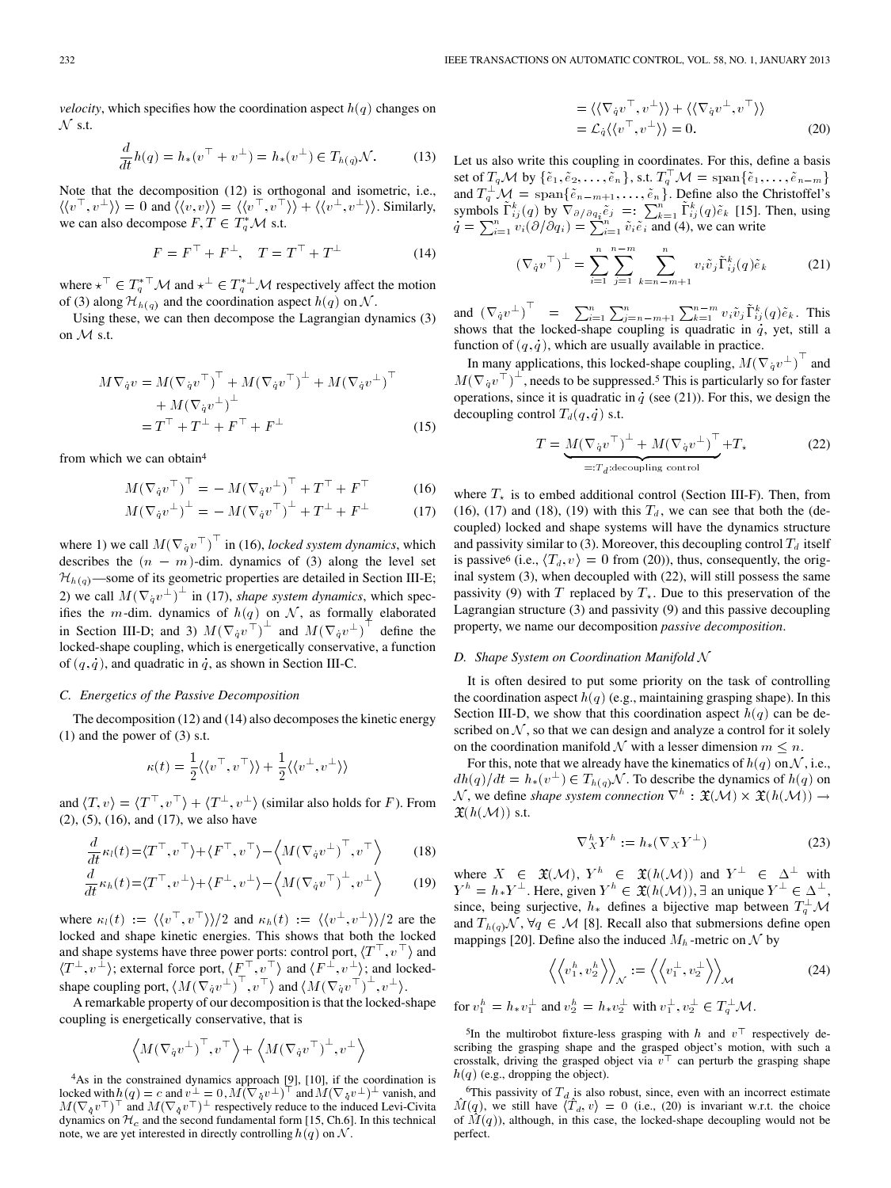*velocity*, which specifies how the coordination aspect $h(q)$ changes on $\mathcal{N}$ s.t.

$$\frac{d}{dt}h(q) = h_*(v^\top + v^\perp) = h_*(v^\perp) \in T_{h(q)}\mathcal{N}. \tag{13}$$

Note that the decomposition (12) is orthogonal and isometric, i.e., $\langle\langle v^\top, v^\perp \rangle\rangle = 0$ and $\langle\langle v, v\rangle\rangle = \langle\langle v^\top, v^\top\rangle\rangle + \langle\langle v^\perp, v^\perp\rangle\rangle$. Similarly, we can also decompose $F, T \in T_q^*\mathcal{M}$ s.t.

$$F = F^\top + F^\perp, \quad T = T^\top + T^\perp \tag{14}$$

where $\star^\top \in T_q^{*\top}\mathcal{M}$ and $\star^\perp \in T_q^{*\perp}\mathcal{M}$ respectively affect the motion of (3) along $\mathcal{H}_{h(q)}$ and the coordination aspect $h(q)$ on $\mathcal{N}$.

Using these, we can then decompose the Lagrangian dynamics (3) on $\mathcal{M}$ s.t.

$$\begin{aligned} M\nabla_{\dot q} v &= M(\nabla_{\dot q} v^\top)^\top + M(\nabla_{\dot q} v^\top)^\perp + M(\nabla_{\dot q} v^\perp)^\top \\ &\quad + M(\nabla_{\dot q} v^\perp)^\perp \\ &= T^\top + T^\perp + F^\top + F^\perp \end{aligned} \tag{15}$$

from which we can obtain[4]

$$M(\nabla_{\dot q} v^\top)^\top = -M(\nabla_{\dot q} v^\perp)^\top + T^\top + F^\top \tag{16}$$

$$M(\nabla_{\dot q} v^\perp)^\perp = -M(\nabla_{\dot q} v^\top)^\perp + T^\perp + F^\perp \tag{17}$$

where 1) we call $M(\nabla_{\dot q} v^\top)^\top$ in (16), *locked system dynamics*, which describes the $(n-m)$-dim. dynamics of (3) along the level set $\mathcal{H}_{h(q)}$—some of its geometric properties are detailed in Section III-E; 2) we call $M(\nabla_{\dot q} v^\perp)^\perp$ in (17), *shape system dynamics*, which specifies the $m$-dim. dynamics of $h(q)$ on $\mathcal{N}$, as formally elaborated in Section III-D; and 3) $M(\nabla_{\dot q} v^\top)^\perp$ and $M(\nabla_{\dot q} v^\perp)^\top$ define the locked-shape coupling, which is energetically conservative, a function of $(q, \dot q)$, and quadratic in $\dot q$, as shown in Section III-C.

### C. Energetics of the Passive Decomposition

The decomposition (12) and (14) also decomposes the kinetic energy (1) and the power of (3) s.t.

$$\kappa(t) = \frac{1}{2}\langle\langle v^\top, v^\top\rangle\rangle + \frac{1}{2}\langle\langle v^\perp, v^\perp\rangle\rangle$$

and $\langle T, v\rangle = \langle T^\top, v^\top\rangle + \langle T^\perp, v^\perp\rangle$ (similar also holds for $F$). From (2), (5), (16), and (17), we also have

$$\frac{d}{dt}\kappa_l(t) = \langle T^\top, v^\top\rangle + \langle F^\top, v^\top\rangle - \left\langle M(\nabla_{\dot q} v^\perp)^\top, v^\top\right\rangle \tag{18}$$

$$\frac{d}{dt}\kappa_h(t) = \langle T^\perp, v^\perp\rangle + \langle F^\perp, v^\perp\rangle - \left\langle M(\nabla_{\dot q} v^\top)^\perp, v^\perp\right\rangle \tag{19}$$

where $\kappa_l(t) := \langle\langle v^\top, v^\top\rangle\rangle/2$ and $\kappa_h(t) := \langle\langle v^\perp, v^\perp\rangle\rangle/2$ are the locked and shape kinetic energies. This shows that both the locked and shape systems have three power ports: control port, $\langle T^\top, v^\top\rangle$ and $\langle T^\perp, v^\perp\rangle$; external force port, $\langle F^\top, v^\top\rangle$ and $\langle F^\perp, v^\perp\rangle$; and locked-shape coupling port, $\langle M(\nabla_{\dot q} v^\perp)^\top, v^\top\rangle$ and $\langle M(\nabla_{\dot q} v^\top)^\perp, v^\perp\rangle$.

A remarkable property of our decomposition is that the locked-shape coupling is energetically conservative, that is

$$\begin{aligned} &\left\langle M(\nabla_{\dot q} v^\perp)^\top, v^\top\right\rangle + \left\langle M(\nabla_{\dot q} v^\top)^\perp, v^\perp\right\rangle \\ &= \langle\langle \nabla_{\dot q} v^\top, v^\perp\rangle\rangle + \langle\langle \nabla_{\dot q} v^\perp, v^\top\rangle\rangle \\ &= \mathcal{L}_{\dot q}\langle\langle v^\top, v^\perp\rangle\rangle = 0. \end{aligned} \tag{20}$$

Let us also write this coupling in coordinates. For this, define a basis set of $T_q\mathcal{M}$ by $\{\tilde e_1, \tilde e_2, \ldots, \tilde e_n\}$, s.t. $T_q^\top\mathcal{M} = \text{span}\{\tilde e_1, \ldots, \tilde e_{n-m}\}$ and $T_q^\perp\mathcal{M} = \text{span}\{\tilde e_{n-m+1}, \ldots, \tilde e_n\}$. Define also the Christoffel's symbols $\tilde\Gamma_{ij}^k(q)$ by $\nabla_{\partial/\partial q_i}\tilde e_j =: \sum_{k=1}^n \tilde\Gamma_{ij}^k(q)\tilde e_k$ [15]. Then, using $\dot q = \sum_{i=1}^n v_i(\partial/\partial q_i) = \sum_{i=1}^n \tilde v_i \tilde e_i$ and (4), we can write

$$(\nabla_{\dot q} v^\top)^\perp = \sum_{i=1}^n \sum_{j=1}^{n-m} \sum_{k=n-m+1}^n v_i \tilde v_j \tilde\Gamma_{ij}^k(q)\tilde e_k \tag{21}$$

and $(\nabla_{\dot q} v^\perp)^\top = \sum_{i=1}^n \sum_{j=n-m+1}^n \sum_{k=1}^{n-m} v_i \tilde v_j \tilde\Gamma_{ij}^k(q)\tilde e_k$. This shows that the locked-shape coupling is quadratic in $\dot q$, yet, still a function of $(q, \dot q)$, which are usually available in practice.

In many applications, this locked-shape coupling, $M(\nabla_{\dot q} v^\perp)^\top$ and $M(\nabla_{\dot q} v^\top)^\perp$, needs to be suppressed.[5] This is particularly so for faster operations, since it is quadratic in $\dot q$ (see (21)). For this, we design the decoupling control $T_d(q, \dot q)$ s.t.

$$T = \underbrace{M(\nabla_{\dot q} v^\top)^\perp + M(\nabla_{\dot q} v^\perp)^\top}_{=:T_d:\text{decoupling control}} + T_\star \tag{22}$$

where $T_\star$ is to embed additional control (Section III-F). Then, from (16), (17) and (18), (19) with this $T_d$, we can see that both the (decoupled) locked and shape systems will have the dynamics structure and passivity similar to (3). Moreover, this decoupling control $T_d$ itself is passive[6] (i.e., $\langle T_d, v\rangle = 0$ from (20)), thus, consequently, the original system (3), when decoupled with (22), will still possess the same passivity (9) with $T$ replaced by $T_\star$. Due to this preservation of the Lagrangian structure (3) and passivity (9) and this passive decoupling property, we name our decomposition *passive decomposition*.

### D. Shape System on Coordination Manifold $\mathcal{N}$

It is often desired to put some priority on the task of controlling the coordination aspect $h(q)$ (e.g., maintaining grasping shape). In this Section III-D, we show that this coordination aspect $h(q)$ can be described on $\mathcal{N}$, so that we can design and analyze a control for it solely on the coordination manifold $\mathcal{N}$ with a lesser dimension $m \le n$.

For this, note that we already have the kinematics of $h(q)$ on $\mathcal{N}$, i.e., $dh(q)/dt = h_*(v^\perp) \in T_{h(q)}\mathcal{N}$. To describe the dynamics of $h(q)$ on $\mathcal{N}$, we define *shape system connection* $\nabla^h : \mathfrak{X}(\mathcal{M}) \times \mathfrak{X}(h(\mathcal{M})) \to \mathfrak{X}(h(\mathcal{M}))$ s.t.

$$\nabla_X^h Y^h := h_*(\nabla_X Y^\perp) \tag{23}$$

where $X \in \mathfrak{X}(\mathcal{M})$, $Y^h \in \mathfrak{X}(h(\mathcal{M}))$ and $Y^\perp \in \Delta^\perp$ with $Y^h = h_* Y^\perp$. Here, given $Y^h \in \mathfrak{X}(h(\mathcal{M}))$, $\exists$ an unique $Y^\perp \in \Delta^\perp$, since, being surjective, $h_*$ defines a bijective map between $T_q^\perp\mathcal{M}$ and $T_{h(q)}\mathcal{N}$, $\forall q \in \mathcal{M}$ [8]. Recall also that submersions define open mappings [20]. Define also the induced $M_h$-metric on $\mathcal{N}$ by

$$\left\langle\left\langle v_1^h, v_2^h\right\rangle\right\rangle_{\mathcal{N}} := \left\langle\left\langle v_1^\perp, v_2^\perp\right\rangle\right\rangle_{\mathcal{M}} \tag{24}$$

for $v_1^h = h_* v_1^\perp$ and $v_2^h = h_* v_2^\perp$ with $v_1^\perp, v_2^\perp \in T_q^\perp\mathcal{M}$.

---

[4] As in the constrained dynamics approach [9], [10], if the coordination is locked with $h(q) = c$ and $v^\perp = 0$, $M(\nabla_{\dot q} v^\perp)^\top$ and $M(\nabla_{\dot q} v^\perp)^\perp$ vanish, and $M(\nabla_{\dot q} v^\top)^\top$ and $M(\nabla_{\dot q} v^\top)^\perp$ respectively reduce to the induced Levi-Civita dynamics on $\mathcal{H}_c$ and the second fundamental form [15, Ch.6]. In this technical note, we are yet interested in directly controlling $h(q)$ on $\mathcal{N}$.

[5] In the multirobot fixture-less grasping with $h$ and $v^\top$ respectively describing the grasping shape and the grasped object's motion, with such a crosstalk, driving the grasped object via $v^\top$ can perturb the grasping shape $h(q)$ (e.g., dropping the object).

[6] This passivity of $T_d$ is also robust, since, even with an incorrect estimate $\hat M(q)$, we still have $\langle \hat T_d, v\rangle = 0$ (i.e., (20) is invariant w.r.t. the choice of $\hat M(q)$), although, in this case, the locked-shape decoupling would not be perfect.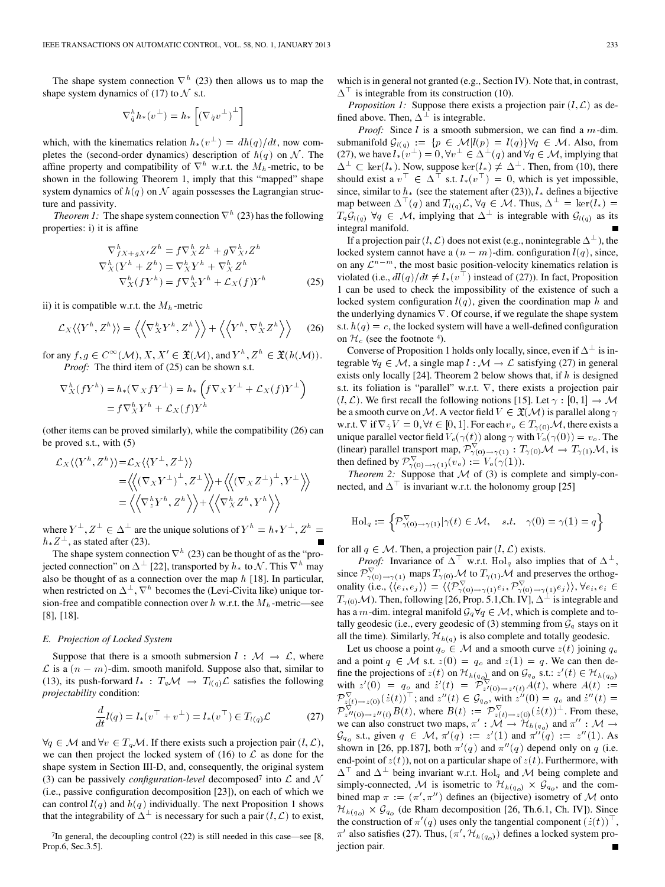The shape system connection $\nabla^h$ (23) then allows us to map the shape system dynamics of (17) to $\mathcal{N}$ s.t.

$$\nabla^h_{\dot{q}} h_*(v^\perp) = h_*\left[(\nabla_{\dot{q}} v^\perp)^\perp\right]$$

which, with the kinematics relation $h_*(v^\perp) = dh(q)/dt$, now completes the (second-order dynamics) description of $h(q)$ on $\mathcal{N}$. The affine property and compatibility of $\nabla^h$ w.r.t. the $M_h$-metric, to be shown in the following Theorem 1, imply that this "mapped" shape system dynamics of $h(q)$ on $\mathcal{N}$ again possesses the Lagrangian structure and passivity.

*Theorem 1:* The shape system connection $\nabla^h$ (23) has the following properties: i) it is affine

$$\begin{aligned}
\nabla^h_{fX+gX'} Z^h &= f\nabla^h_X Z^h + g\nabla^h_{X'} Z^h \\
\nabla^h_X (Y^h + Z^h) &= \nabla^h_X Y^h + \nabla^h_X Z^h \\
\nabla^h_X (fY^h) &= f\nabla^h_X Y^h + \mathcal{L}_X(f) Y^h
\end{aligned} \tag{25}$$

ii) it is compatible w.r.t. the $M_h$-metric

$$\mathcal{L}_X \langle\langle Y^h, Z^h \rangle\rangle = \left\langle\left\langle \nabla^h_X Y^h, Z^h \right\rangle\right\rangle + \left\langle\left\langle Y^h, \nabla^h_X Z^h \right\rangle\right\rangle \tag{26}$$

for any $f, g \in C^\infty(\mathcal{M}), X, X' \in \mathfrak{X}(\mathcal{M})$, and $Y^h, Z^h \in \mathfrak{X}(h(\mathcal{M}))$.

*Proof:* The third item of (25) can be shown s.t.

$$\begin{aligned}
\nabla^h_X (fY^h) &= h_*(\nabla_X fY^\perp) = h_*\left(f\nabla_X Y^\perp + \mathcal{L}_X(f) Y^\perp\right) \\
&= f\nabla^h_X Y^h + \mathcal{L}_X(f) Y^h
\end{aligned}$$

(other items can be proved similarly), while the compatibility (26) can be proved s.t., with (5)

$$\begin{aligned}
\mathcal{L}_X \langle\langle Y^h, Z^h \rangle\rangle &= \mathcal{L}_X \langle\langle Y^\perp, Z^\perp \rangle\rangle \\
&= \left\langle\left\langle (\nabla_X Y^\perp)^\perp, Z^\perp \right\rangle\right\rangle + \left\langle\left\langle (\nabla_X Z^\perp)^\perp, Y^\perp \right\rangle\right\rangle \\
&= \left\langle\left\langle \nabla^h_z Y^h, Z^h \right\rangle\right\rangle + \left\langle\left\langle \nabla^h_X Z^h, Y^h \right\rangle\right\rangle
\end{aligned}$$

where $Y^\perp, Z^\perp \in \Delta^\perp$ are the unique solutions of $Y^h = h_* Y^\perp, Z^h = h_* Z^\perp$, as stated after (23). ∎

The shape system connection $\nabla^h$ (23) can be thought of as the "projected connection" on $\Delta^\perp$ [22], transported by $h_*$ to $\mathcal{N}$. This $\nabla^h$ may also be thought of as a connection over the map $h$ [18]. In particular, when restricted on $\Delta^\perp$, $\nabla^h$ becomes the (Levi-Civita like) unique torsion-free and compatible connection over $h$ w.r.t. the $M_h$-metric—see [8], [18].

### E. Projection of Locked System

Suppose that there is a smooth submersion $l : \mathcal{M} \to \mathcal{L}$, where $\mathcal{L}$ is a $(n-m)$-dim. smooth manifold. Suppose also that, similar to (13), its push-forward $l_* : T_q\mathcal{M} \to T_{l(q)}\mathcal{L}$ satisfies the following *projectability* condition:

$$\frac{d}{dt} l(q) = l_*(v^\top + v^\perp) = l_*(v^\top) \in T_{l(q)}\mathcal{L} \tag{27}$$

$\forall q \in \mathcal{M}$ and $\forall v \in T_q\mathcal{M}$. If there exists such a projection pair $(l, \mathcal{L})$, we can then project the locked system of (16) to $\mathcal{L}$ as done for the shape system in Section III-D, and, consequently, the original system (3) can be passively *configuration-level* decomposed[7] into $\mathcal{L}$ and $\mathcal{N}$ (i.e., passive configuration decomposition [23]), on each of which we can control $l(q)$ and $h(q)$ individually. The next Proposition 1 shows that the integrability of $\Delta^\perp$ is necessary for such a pair $(l, \mathcal{L})$ to exist, which is in general not granted (e.g., Section IV). Note that, in contrast, $\Delta^\top$ is integrable from its construction (10).

*Proposition 1:* Suppose there exists a projection pair $(l, \mathcal{L})$ as defined above. Then, $\Delta^\perp$ is integrable.

*Proof:* Since $l$ is a smooth submersion, we can find a $m$-dim. submanifold $\mathcal{G}_{l(q)} := \{p \in \mathcal{M} | l(p) = l(q)\} \forall q \in \mathcal{M}$. Also, from (27), we have $l_*(v^\perp) = 0, \forall v^\perp \in \Delta^\perp(q)$ and $\forall q \in \mathcal{M}$, implying that $\Delta^\perp \subset \ker(l_*)$. Now, suppose $\ker(l_*) \neq \Delta^\perp$. Then, from (10), there should exist a $v^\top \in \Delta^\top$ s.t. $l_*(v^\top) = 0$, which is yet impossible, since, similar to $h_*$ (see the statement after (23)), $l_*$ defines a bijective map between $\Delta^\top(q)$ and $T_{l(q)}\mathcal{L}, \forall q \in \mathcal{M}$. Thus, $\Delta^\perp = \ker(l_*) = T_q\mathcal{G}_{l(q)}\ \forall q \in \mathcal{M}$, implying that $\Delta^\perp$ is integrable with $\mathcal{G}_{l(q)}$ as its integral manifold. ∎

If a projection pair $(l, \mathcal{L})$ does not exist (e.g., nonintegrable $\Delta^\perp$), the locked system cannot have a $(n-m)$-dim. configuration $l(q)$, since, on any $\mathcal{L}^{n-m}$, the most basic position-velocity kinematics relation is violated (i.e., $dl(q)/dt \neq l_*(v^\top)$ instead of (27)). In fact, Proposition 1 can be used to check the impossibility of the existence of such a locked system configuration $l(q)$, given the coordination map $h$ and the underlying dynamics $\nabla$. Of course, if we regulate the shape system s.t. $h(q) = c$, the locked system will have a well-defined configuration on $\mathcal{H}_c$ (see the footnote [4]).

Converse of Proposition 1 holds only locally, since, even if $\Delta^\perp$ is integrable $\forall q \in \mathcal{M}$, a single map $l : \mathcal{M} \to \mathcal{L}$ satisfying (27) in general exists only locally [24]. Theorem 2 below shows that, if $h$ is designed s.t. its foliation is "parallel" w.r.t. $\nabla$, there exists a projection pair $(l, \mathcal{L})$. We first recall the following notions [15]. Let $\gamma : [0,1] \to \mathcal{M}$ be a smooth curve on $\mathcal{M}$. A vector field $V \in \mathfrak{X}(\mathcal{M})$ is parallel along $\gamma$ w.r.t. $\nabla$ if $\nabla_{\dot{\gamma}} V = 0, \forall t \in [0,1]$. For each $v_o \in T_{\gamma(0)}\mathcal{M}$, there exists a unique parallel vector field $V_o(\gamma(t))$ along $\gamma$ with $V_o(\gamma(0)) = v_o$. The (linear) parallel transport map, $\mathcal{P}^\nabla_{\gamma(0)\to\gamma(1)} : T_{\gamma(0)}\mathcal{M} \to T_{\gamma(1)}\mathcal{M}$, is then defined by $\mathcal{P}^\nabla_{\gamma(0)\to\gamma(1)}(v_o) := V_o(\gamma(1))$.

*Theorem 2:* Suppose that $\mathcal{M}$ of (3) is complete and simply-connected, and $\Delta^\top$ is invariant w.r.t. the holonomy group [25]

$$\mathrm{Hol}_q := \left\{\mathcal{P}^\nabla_{\gamma(0)\to\gamma(1)} | \gamma(t) \in \mathcal{M}, \quad s.t. \quad \gamma(0) = \gamma(1) = q\right\}$$

for all $q \in \mathcal{M}$. Then, a projection pair $(l, \mathcal{L})$ exists.

*Proof:* Invariance of $\Delta^\top$ w.r.t. $\mathrm{Hol}_q$ also implies that of $\Delta^\perp$, since $\mathcal{P}^\nabla_{\gamma(0)\to\gamma(1)}$ maps $T_{\gamma(0)}\mathcal{M}$ to $T_{\gamma(1)}\mathcal{M}$ and preserves the orthogonality (i.e., $\langle\langle e_i, e_j \rangle\rangle = \langle\langle \mathcal{P}^\nabla_{\gamma(0)\to\gamma(1)} e_i, \mathcal{P}^\nabla_{\gamma(0)\to\gamma(1)} e_j \rangle\rangle, \forall e_i, e_i \in T_{\gamma(0)}\mathcal{M}$). Then, following [26, Prop. 5.1,Ch. IV], $\Delta^\perp$ is integrable and has a $m$-dim. integral manifold $\mathcal{G}_q \forall q \in \mathcal{M}$, which is complete and totally geodesic (i.e., every geodesic of (3) stemming from $\mathcal{G}_q$ stays on it all the time). Similarly, $\mathcal{H}_{h(q)}$ is also complete and totally geodesic.

Let us choose a point $q_o \in \mathcal{M}$ and a smooth curve $z(t)$ joining $q_o$ and a point $q \in \mathcal{M}$ s.t. $z(0) = q_o$ and $z(1) = q$. We can then define the projections of $z(t)$ on $\mathcal{H}_{h(q_o)}$ and on $\mathcal{G}_{q_o}$ s.t.: $z'(t) \in \mathcal{H}_{h(q_o)}$ with $z'(0) = q_o$ and $\dot{z}'(t) = \mathcal{P}^\nabla_{z'(0)\to z'(t)} A(t)$, where $A(t) := \mathcal{P}^\nabla_{z(t)\to z(0)}(\dot{z}(t))^\top$; and $z''(t) \in \mathcal{G}_{q_o}$, with $z''(0) = q_o$ and $\dot{z}''(t) = \mathcal{P}^\nabla_{z''(0)\to z''(t)} B(t)$, where $B(t) := \mathcal{P}^\nabla_{z(t)\to z(0)}(\dot{z}(t))^\perp$. From these, we can also construct two maps, $\pi' : \mathcal{M} \to \mathcal{H}_{h(q_o)}$ and $\pi'' : \mathcal{M} \to \mathcal{G}_{q_o}$ s.t., given $q \in \mathcal{M}$, $\pi'(q) := z'(1)$ and $\pi''(q) := z''(1)$. As shown in [26, pp.187], both $\pi'(q)$ and $\pi''(q)$ depend only on $q$ (i.e. end-point of $z(t)$), not on a particular shape of $z(t)$. Furthermore, with $\Delta^\top$ and $\Delta^\perp$ being invariant w.r.t. $\mathrm{Hol}_q$ and $\mathcal{M}$ being complete and simply-connected, $\mathcal{M}$ is isometric to $\mathcal{H}_{h(q_o)} \times \mathcal{G}_{q_o}$, and the combined map $\pi := (\pi', \pi'')$ defines an (bijective) isometry of $\mathcal{M}$ onto $\mathcal{H}_{h(q_o)} \times \mathcal{G}_{q_o}$ (de Rham decomposition [26, Th.6.1, Ch. IV]). Since the construction of $\pi'(q)$ uses only the tangential component $(\dot{z}(t))^\top$, $\pi'$ also satisfies (27). Thus, $(\pi', \mathcal{H}_{h(q_o)})$ defines a locked system projection pair. ∎

[7] In general, the decoupling control (22) is still needed in this case—see [8, Prop.6, Sec.3.5].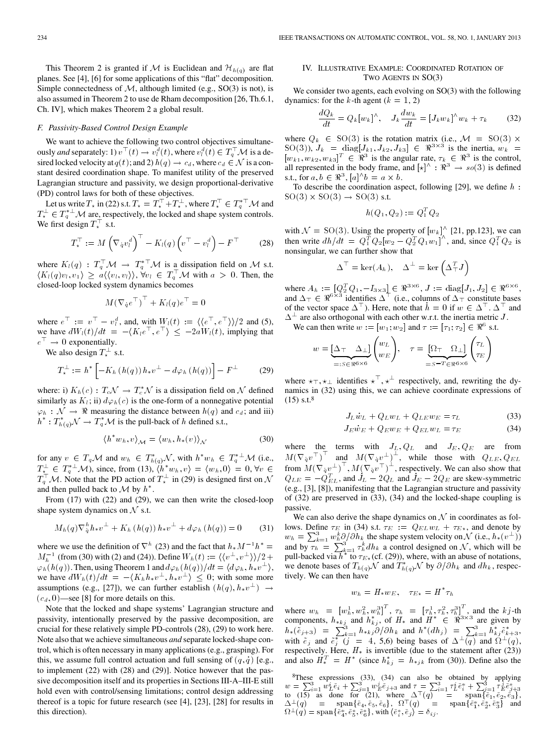This Theorem 2 is granted if $\mathcal{M}$ is Euclidean and $\mathcal{H}_{h(q)}$ are flat planes. See [4], [6] for some applications of this "flat" decomposition. Simple connectedness of $\mathcal{M}$, although limited (e.g., SO(3) is not), is also assumed in Theorem 2 to use de Rham decomposition [26, Th.6.1, Ch. IV], which makes Theorem 2 a global result.

### F. Passivity-Based Control Design Example

We want to achieve the following two control objectives simultaneously *and* separately: 1) $v^{\top}(t) \to v_l^d(t)$, where $v_l^d(t) \in T_q^{\top}\mathcal{M}$ is a desired locked velocity at $q(t)$; and 2) $h(q) \to c_d$, where $c_d \in \mathcal{N}$ is a constant desired coordination shape. To manifest utility of the preserved Lagrangian structure and passivity, we design proportional-derivative (PD) control laws for both of these objectives.

Let us write $T_\star$ in (22) s.t. $T_\star = T_\star^{\top} + T_\star^{\perp}$, where $T_\star^{\top} \in T_q^{*\top}\mathcal{M}$ and $T_\star^{\perp} \in T_q^{*\perp}\mathcal{M}$ are, respectively, the locked and shape system controls. We first design $T_\star^{\top}$ s.t.

$$T_\star^{\top} := M\left(\nabla_{\dot{q}} v_l^d\right)^{\top} - K_l(q)\left(v^{\top} - v_l^d\right) - F^{\top} \tag{28}$$

where $K_l(q) : T_q^{\top}\mathcal{M} \to T_q^{*\top}\mathcal{M}$ is a dissipation field on $\mathcal{M}$ s.t. $\langle K_l(q)v_l, v_1\rangle \geq a\langle\langle v_l, v_l\rangle\rangle$, $\forall v_l \in T_q^{\top}\mathcal{M}$ with $a > 0$. Then, the closed-loop locked system dynamics becomes

$$M(\nabla_{\dot{q}} e^{\top})^{\top} + K_l(q)e^{\top} = 0$$

where $e^{\top} := v^{\top} - v_l^d$, and, with $W_l(t) := \langle\langle e^{\top}, e^{\top}\rangle\rangle/2$ and (5), we have $dW_l(t)/dt = -\langle K_l e^{\top}, e^{\top}\rangle \leq -2aW_l(t)$, implying that $e^{\top} \to 0$ exponentially.

We also design $T_\star^{\perp}$ s.t.

$$T_\star^{\perp} := h^*\left[-K_h\left(h(q)\right)h_* v^{\perp} - d\varphi_h\left(h(q)\right)\right] - F^{\perp} \tag{29}$$

where: i) $K_h(c) : T_c\mathcal{N} \to T_c^*\mathcal{N}$ is a dissipation field on $\mathcal{N}$ defined similarly as $K_l$; ii) $d\varphi_h(c)$ is the one-form of a nonnegative potential $\varphi_h : \mathcal{N} \to \Re$ measuring the distance between $h(q)$ and $c_d$; and iii) $h^* : T_{h(q)}^*\mathcal{N} \to T_q^*\mathcal{M}$ is the pull-back of $h$ defined s.t.,

$$\langle h^* w_h, v\rangle_{\mathcal{M}} = \langle w_h, h_*(v)\rangle_{\mathcal{N}} \tag{30}$$

for any $v \in T_q\mathcal{M}$ and $w_h \in T_{h(q)}^*\mathcal{N}$, with $h^* w_h \in T_q^{*\perp}\mathcal{M}$ (i.e., $T_\star^{\perp} \in T_q^{*\perp}\mathcal{M}$), since, from (13), $\langle h^* w_h, v\rangle = \langle w_h, 0\rangle = 0$, $\forall v \in T_q^{\top}\mathcal{M}$. Note that the PD action of $T_\star^{\perp}$ in (29) is designed first on $\mathcal{N}$ and then pulled back to $\mathcal{M}$ by $h^*$.

From (17) with (22) and (29), we can then write the closed-loop shape system dynamics on $\mathcal{N}$ s.t.

$$M_h(q)\nabla_{\dot{q}}^h h_* v^{\perp} + K_h\left(h(q)\right)h_* v^{\perp} + d\varphi_h\left(h(q)\right) = 0 \tag{31}$$

where we use the definition of $\nabla^h$ (23) and the fact that $h_* M^{-1} h^* = M_h^{-1}$ (from (30) with (2) and (24)). Define $W_h(t) := \langle\langle v^{\perp}, v^{\perp}\rangle\rangle/2 + \varphi_h(h(q))$. Then, using Theorem 1 and $d\varphi_h(h(q))/dt = \langle d\varphi_h, h_* v^{\perp}\rangle$, we have $dW_h(t)/dt = -\langle K_h h_* v^{\perp}, h_* v^{\perp}\rangle \leq 0$; with some more assumptions (e.g., [27]), we can further establish $(h(q), h_* v^{\perp}) \to (c_d, 0)$—see [8] for more details on this.

Note that the locked and shape systems' Lagrangian structure and passivity, intentionally preserved by the passive decomposition, are crucial for these relatively simple PD-controls (28), (29) to work here. Note also that we achieve simultaneous *and* separate locked-shape control, which is often necessary in many applications (e.g., grasping). For this, we assume full control actuation and full sensing of $(q, \dot{q})$ [e.g., to implement (22) with (28) and (29)]. Notice however that the passive decomposition itself and its properties in Sections III-A–III-E still hold even with control/sensing limitations; control design addressing thereof is a topic for future research (see [4], [23], [28] for results in this direction).

## IV. Illustrative Example: Coordinated Rotation of Two Agents in SO(3)

We consider two agents, each evolving on SO(3) with the following dynamics: for the $k$-th agent ($k = 1, 2$)

$$\frac{dQ_k}{dt} = Q_k[w_k]^{\wedge}, \quad J_k\frac{dw_k}{dt} = [J_k w_k]^{\wedge} w_k + \tau_k \tag{32}$$

where $Q_k \in \mathrm{SO}(3)$ is the rotation matrix (i.e., $\mathcal{M} = \mathrm{SO}(3) \times \mathrm{SO}(3)$), $J_k = \mathrm{diag}[J_{k1}, J_{k2}, J_{k3}] \in \Re^{3\times3}$ is the inertia, $w_k = [w_{k1}, w_{k2}, w_{k3}]^T \in \Re^3$ is the angular rate, $\tau_k \in \Re^3$ is the control, all represented in the body frame, and $[\star]^{\wedge} : \Re^3 \to so(3)$ is defined s.t., for $a, b \in \Re^3$, $[a]^{\wedge} b = a \times b$.

To describe the coordination aspect, following [29], we define $h : \mathrm{SO}(3) \times \mathrm{SO}(3) \to \mathrm{SO}(3)$ s.t.

$$h(Q_1, Q_2) := Q_1^T Q_2$$

with $\mathcal{N} = \mathrm{SO}(3)$. Using the property of $[w_k]^{\wedge}$ [21, pp.123], we can then write $dh/dt = Q_1^T Q_2[w_2 - Q_2^T Q_1 w_1]^{\wedge}$, and, since $Q_1^T Q_2$ is nonsingular, we can further show that

$$\Delta^{\top} = \ker(A_h), \quad \Delta^{\perp} = \ker\left(\Delta_{\top}^T J\right)$$

where $A_h := [Q_2^T Q_1, -I_{3\times3}] \in \Re^{3\times6}$, $J := \mathrm{diag}[J_1, J_2] \in \Re^{6\times6}$, and $\Delta_{\top} \in \Re^{6\times3}$ identifies $\Delta^{\top}$ (i.e., columns of $\Delta_{\top}$ constitute bases of the vector space $\Delta^{\top}$). Here, note that $\dot{h} = 0$ if $w \in \Delta^{\top}$. $\Delta^{\top}$ and $\Delta^{\perp}$ are also orthogonal with each other w.r.t. the inertia metric $J$.

We can then write $w := [w_1; w_2]$ and $\tau := [\tau_1; \tau_2] \in \Re^6$ s.t.

$$w = \underbrace{\begin{bmatrix}\Delta_{\top} & \Delta_{\perp}\end{bmatrix}}_{=:S \in \Re^{6\times6}}\begin{pmatrix}w_L \\ w_E\end{pmatrix}, \quad \tau = \underbrace{\begin{bmatrix}\Omega_{\top} & \Omega_{\perp}\end{bmatrix}}_{=S^{-T} \in \Re^{6\times6}}\begin{pmatrix}\tau_L \\ \tau_E\end{pmatrix}$$

where $\star_{\top}, \star_{\perp}$ identifies $\star^{\top}, \star^{\perp}$ respectively, and, rewriting the dynamics in (32) using this, we can achieve coordinate expressions of (15) s.t.[8]

$$J_L\dot{w}_L + Q_L w_L + Q_{LE} w_E = \tau_L \tag{33}$$

$$J_E\dot{w}_E + Q_E w_E + Q_{EL} w_L = \tau_E \tag{34}$$

where the terms with $J_L, Q_L$ and $J_E, Q_E$ are from $M(\nabla_{\dot{q}} v^{\top})^{\top}$ and $M(\nabla_{\dot{q}} v^{\perp})^{\perp}$, while those with $Q_{LE}, Q_{EL}$ from $M(\nabla_{\dot{q}} v^{\perp})^{\top}, M(\nabla_{\dot{q}} v^{\top})^{\perp}$, respectively. We can also show that $Q_{LE} = -Q_{EL}^T$, and $\dot{J}_L - 2Q_L$ and $\dot{J}_E - 2Q_E$ are skew-symmetric (e.g., [3], [8]), manifesting that the Lagrangian structure and passivity of (32) are preserved in (33), (34) and the locked-shape coupling is passive.

We can also derive the shape dynamics on $\mathcal{N}$ in coordinates as follows. Define $\tau_E$ in (34) s.t. $\tau_E := Q_{EL} w_L + \tau_{E\star}$, and denote by $w_h = \sum_{k=1}^3 w_h^k \partial/\partial h_k$ the shape system velocity on $\mathcal{N}$ (i.e., $h_*(v^{\perp})$) and by $\tau_h = \sum_{k=1}^3 \tau_h^k dh_k$ a control designed on $\mathcal{N}$, which will be pull-backed via $h^*$ to $\tau_{E\star}$ (cf. (29)), where, with an abuse of notations, we denote bases of $T_{h(q)}\mathcal{N}$ and $T_{h(q)}^*\mathcal{N}$ by $\partial/\partial h_k$ and $dh_k$, respectively. We can then have

$$w_h = H_* w_E, \quad \tau_{E\star} = H^*\tau_h$$

where $w_h = [w_h^1, w_h^2, w_h^3]^T$, $\tau_h = [\tau_h^1, \tau_h^2, \tau_h^3]^T$, and the $kj$-th components, $h_{*kj}$ and $h_{kj}^*$, of $H_*$ and $H^* \in \Re^{3\times3}$ are given by $h_*(\tilde{e}_{j+3}) = \sum_{k=1}^3 h_{*kj}\partial/\partial h_k$ and $h^*(dh_j) = \sum_{k=1}^3 h_{kj}^*\tilde{e}_{k+3}^*$, with $\tilde{e}_j$ and $\tilde{e}_j^*$ ($j = 4, 5, 6$) being bases of $\Delta^{\perp}(q)$ and $\Omega^{\perp}(q)$, respectively. Here, $H_*$ is invertible (due to the statement after (23)) and also $H_*^T = H^*$ (since $h_{kj}^* = h_{*jk}$ from (30)). Define also the

[8] These expressions (33), (34) can also be obtained by applying $w = \sum_{i=1}^3 w_L^i \tilde{e}_i + \sum_{j=1}^3 w_E^j \tilde{e}_{j+3}$ and $\tau = \sum_{i=1}^3 \tau_L^i \tilde{e}_i^* + \sum_{j=1}^3 \tau_E^j \tilde{e}_{j+3}^*$ to (15) as done for (21), where $\Delta^{\top}(q) = \mathrm{span}\{\tilde{e}_1, \tilde{e}_2, \tilde{e}_3\}$, $\Delta^{\perp}(q) = \mathrm{span}\{\tilde{e}_4, \tilde{e}_5, \tilde{e}_6\}$, $\Omega^{\top}(q) = \mathrm{span}\{\tilde{e}_1^*, \tilde{e}_2^*, \tilde{e}_3^*\}$ and $\Omega^{\perp}(q) = \mathrm{span}\{\tilde{e}_4^*, \tilde{e}_5^*, \tilde{e}_6^*\}$, with $\langle \tilde{e}_i^*, \tilde{e}_j\rangle = \delta_{ij}$.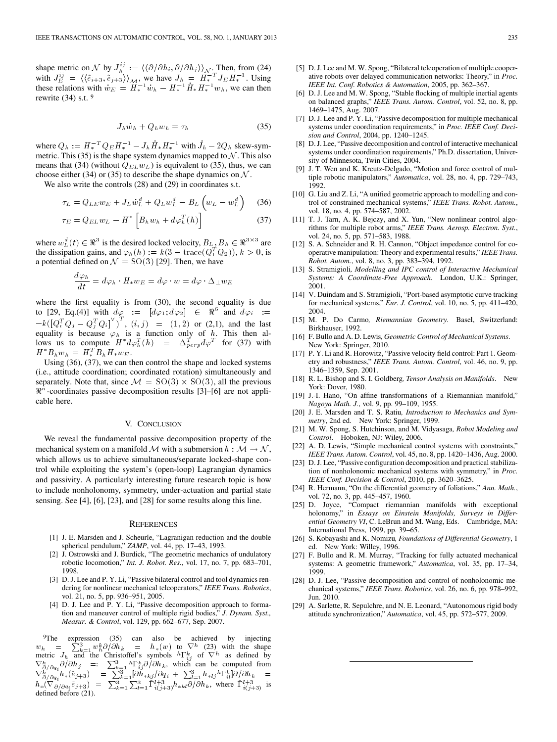shape metric on $\mathcal{N}$ by $J_h^{ij} := \langle\langle \partial/\partial h_i, \partial/\partial h_j \rangle\rangle_{\mathcal{N}}$. Then, from (24) with $J_E^{ij} = \langle\langle \tilde{e}_{i+3}, \tilde{e}_{j+3} \rangle\rangle_{\mathcal{M}}$, we have $J_h = H_*^{-T} J_E H_*^{-1}$. Using these relations with $\dot{w}_E = H_*^{-1}\dot{w}_h - H_*^{-1}\dot{H}_* H_*^{-1} w_h$, we can then rewrite (34) s.t. [9]

$$J_h \dot{w}_h + Q_h w_h = \tau_h \tag{35}$$

where $Q_h := H_*^{-T} Q_E H_*^{-1} - J_h \dot{H}_* H_*^{-1}$ with $\dot{J}_h - 2Q_h$ skew-symmetric. This (35) is the shape system dynamics mapped to $\mathcal{N}$. This also means that (34) (without $Q_{EL} w_L$) is equivalent to (35), thus, we can choose either (34) or (35) to describe the shape dynamics on $\mathcal{N}$.

We also write the controls (28) and (29) in coordinates s.t.

$$\tau_L = Q_{LE} w_E + J_L \dot{w}_L^d + Q_L w_L^d - B_L \left(w_L - w_L^d\right) \tag{36}$$

$$\tau_E = Q_{EL} w_L - H^* \left[B_h w_h + d\varphi_h^T(h)\right] \tag{37}$$

where $w_L^d(t) \in \Re^3$ is the desired locked velocity, $B_L, B_h \in \Re^{3\times3}$ are the dissipation gains, and $\varphi_h(h) := k(3 - \mathrm{trace}(Q_1^T Q_2))$, $k > 0$, is a potential defined on $\mathcal{N} = \mathrm{SO}(3)$ [29]. Then, we have

$$\frac{d\varphi_h}{dt} = d\varphi_h \cdot H_* w_E = d\varphi \cdot w = d\varphi \cdot \Delta_\perp w_E$$

where the first equality is from (30), the second equality is due to [29, Eq.(4)] with $d\varphi := [d\varphi_1; d\varphi_2] \in \Re^6$ and $d\varphi_i := -k([Q_i^T Q_j - Q_j^T Q_i]^\vee)^T$, $(i,j) = (1,2)$ or (2,1), and the last equality is because $\varphi_h$ is a function only of $h$. This then allows us to compute $H^* d\varphi_h^T(h) = \Delta_{perp}^T d\varphi^T$ for (37) with $H^* B_h w_h = H_*^T B_h H_* w_E$.

Using (36), (37), we can then control the shape and locked systems (i.e., attitude coordination; coordinated rotation) simultaneously and separately. Note that, since $\mathcal{M} = \mathrm{SO}(3) \times \mathrm{SO}(3)$, all the previous $\Re^n$-coordinates passive decomposition results [3]–[6] are not applicable here.

## V. Conclusion

We reveal the fundamental passive decomposition property of the mechanical system on a manifold $\mathcal{M}$ with a submersion $h : \mathcal{M} \to \mathcal{N}$, which allows us to achieve simultaneous/separate locked-shape control while exploiting the system's (open-loop) Lagrangian dynamics and passivity. A particularly interesting future research topic is how to include nonholonomy, symmetry, under-actuation and partial state sensing. See [4], [6], [23], and [28] for some results along this line.

## References

[1] J. E. Marsden and J. Scheurle, "Lagranigan reduction and the double spherical pendulum," *ZAMP*, vol. 44, pp. 17–43, 1993.

[2] J. Ostrowski and J. Burdick, "The geometric mechanics of undulatory robotic locomotion," *Int. J. Robot. Res.*, vol. 17, no. 7, pp. 683–701, 1998.

[3] D. J. Lee and P. Y. Li, "Passive bilateral control and tool dynamics rendering for nonlinear mechanical teleoperators," *IEEE Trans. Robotics*, vol. 21, no. 5, pp. 936–951, 2005.

[4] D. J. Lee and P. Y. Li, "Passive decomposition approach to formation and maneuver control of multiple rigid bodies," *J. Dynam. Syst., Measur. & Control*, vol. 129, pp. 662–677, Sep. 2007.

[5] D. J. Lee and M. W. Spong, "Bilateral teleoperation of multiple cooperative robots over delayed communication networks: Theory," in *Proc. IEEE Int. Conf. Robotics & Automation*, 2005, pp. 362–367.

[6] D. J. Lee and M. W. Spong, "Stable flocking of multiple inertial agents on balanced graphs," *IEEE Trans. Autom. Control*, vol. 52, no. 8, pp. 1469–1475, Aug. 2007.

[7] D. J. Lee and P. Y. Li, "Passive decomposition for multiple mechanical systems under coordination requirements," in *Proc. IEEE Conf. Decision and Control*, 2004, pp. 1240–1245.

[8] D. J. Lee, "Passive decomposition and control of interactive mechanical systems under coordination requirements," Ph.D. dissertation, University of Minnesota, Twin Cities, 2004.

[9] J. T. Wen and K. Kreutz-Delgado, "Motion and force control of multiple robotic manipulators," *Automatica*, vol. 28, no. 4, pp. 729–743, 1992.

[10] G. Liu and Z. Li, "A unified geometric approach to modelling and control of constrained mechanical systems," *IEEE Trans. Robot. Autom.*, vol. 18, no. 4, pp. 574–587, 2002.

[11] T. J. Tarn, A. K. Bejczy, and X. Yun, "New nonlinear control algorithms for multiple robot arms," *IEEE Trans. Aerosp. Electron. Syst.*, vol. 24, no. 5, pp. 571–583, 1988.

[12] S. A. Schneider and R. H. Cannon, "Object impedance control for cooperative manipulation: Theory and experimental results," *IEEE Trans. Robot. Autom.*, vol. 8, no. 3, pp. 383–394, 1992.

[13] S. Stramigioli, *Modelling and IPC control of Interactive Mechanical Systems: A Coordinate-Free Approach*. London, U.K.: Springer, 2001.

[14] V. Duindam and S. Stramigioli, "Port-based asymptotic curve tracking for mechanical systems," *Eur. J. Control*, vol. 10, no. 5, pp. 411–420, 2004.

[15] M. P. Do Carmo, *Riemannian Geometry*. Basel, Switzerland: Birkhauser, 1992.

[16] F. Bullo and A. D. Lewis, *Geometric Control of Mechanical Systems*. New York: Springer, 2010.

[17] P. Y. Li and R. Horowitz, "Passive velocity field control: Part 1. Geometry and robustness," *IEEE Trans. Autom. Control*, vol. 46, no. 9, pp. 1346–1359, Sep. 2001.

[18] R. L. Bishop and S. I. Goldberg, *Tensor Analysis on Manifolds*. New York: Dover, 1980.

[19] J.-I. Hano, "On affine transformations of a Riemannian manifold," *Nagoya Math. J.*, vol. 9, pp. 99–109, 1955.

[20] J. E. Marsden and T. S. Ratiu, *Introduction to Mechanics and Symmetry*, 2nd ed. New York: Springer, 1999.

[21] M. W. Spong, S. Hutchinson, and M. Vidyasaga, *Robot Modeling and Control*. Hoboken, NJ: Wiley, 2006.

[22] A. D. Lewis, "Simple mechanical control systems with constraints," *IEEE Trans. Autom. Control*, vol. 45, no. 8, pp. 1420–1436, Aug. 2000.

[23] D. J. Lee, "Passive configuration decomposition and practical stabilization of nonholonomic mechanical systems with symmetry," in *Proc. IEEE Conf. Decision & Control*, 2010, pp. 3620–3625.

[24] R. Hermann, "On the differential geometry of foliations," *Ann. Math.*, vol. 72, no. 3, pp. 445–457, 1960.

[25] D. Joyce, "Compact riemannian manifolds with exceptional holonomy," in *Essays on Einstein Manifolds, Surveys in Differential Geometry VI*, C. LeBrun and M. Wang, Eds. Cambridge, MA: International Press, 1999, pp. 39–65.

[26] S. Kobayashi and K. Nomizu, *Foundations of Differential Geometry*, 1 ed. New York: Willey, 1996.

[27] F. Bullo and R. M. Murray, "Tracking for fully actuated mechanical systems: A geometric framework," *Automatica*, vol. 35, pp. 17–34, 1999.

[28] D. J. Lee, "Passive decomposition and control of nonholonomic mechanical systems," *IEEE Trans. Robotics*, vol. 26, no. 6, pp. 978–992, Jun. 2010.

[29] A. Sarlette, R. Sepulchre, and N. E. Leonard, "Autonomous rigid body attitude synchronization," *Automatica*, vol. 45, pp. 572–577, 2009.

[9] The expression (35) can also be achieved by injecting $w_h = \sum_{k=1}^3 w_h^k \partial/\partial h_k = h_*(w)$ to $\nabla^h$ (23) with the shape metric $J_h$ and the Christoffel's symbols ${}^h\Gamma_{ij}^k$ of $\nabla^h$ as defined by $\nabla^h_{\partial/\partial q_i} \partial/\partial h_j =: \sum_{k=1}^3 {}^h\Gamma_{ij}^k \partial/\partial h_k$, which can be computed from $\nabla^h_{\partial/\partial q_i} h_*(\bar{e}_{j+3}) = \sum_{k=1}^3 [\partial h_{*kj}/\partial q_i + \sum_{l=1}^3 h_{*lj} {}^h\Gamma_{il}^k] \partial/\partial h_k = h_*(\nabla_{\partial/\partial q_i} \bar{e}_{j+3}) = \sum_{k=1}^3 \sum_{l=1}^3 \bar{\Gamma}_{i(j+3)}^{l+3} h_{*kl} \partial/\partial h_k$, where $\bar{\Gamma}_{i(j+3)}^{l+3}$ is defined before (21).